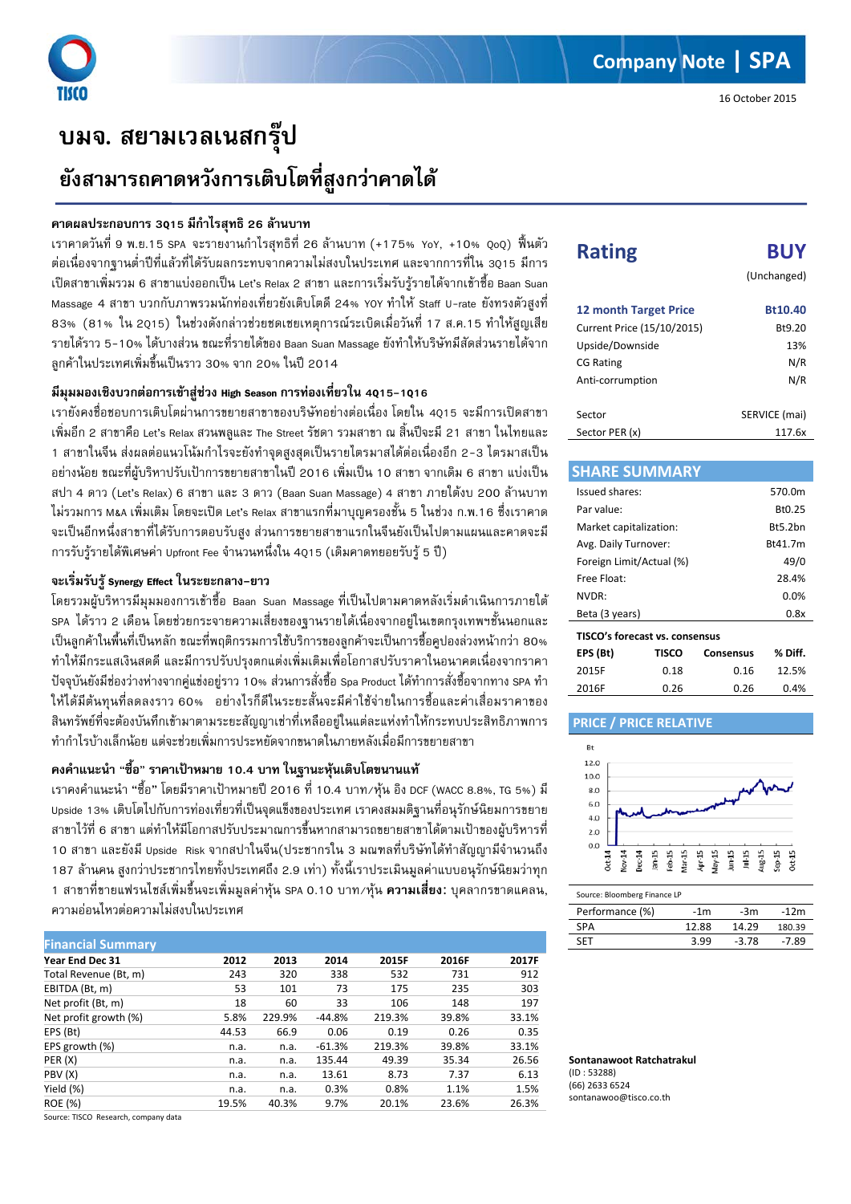# บมจ. สยามเวลเนสกรุ๊ป

## ยังสามารถคาดหวังการเติบโตที่สูงกว่าคาดได้

### คาดผลประกอบการ 3Q15 มีกำไรสุทธิ 26 ล้านบาท

เราคาดวันที่ 9 พ.ย.15 SPA จะรายงานกำไรสุทธิที่ 26 ล้านบาท (+175% YoY, +10% QoQ) ฟื้นตัวต่อเนื่องจากฐานต่ำปีที่แล้วที่ได้รับผลกระทบจากความไม่สงบในประเทศ และจากการที่ใน 3Q15 มีการเปิดสาขาเพิ่มรวม 6 สาขาแบ่งออกเป็น Let's Relax 2 สาขา และการเริ่มรับรู้รายได้จากเข้าซื้อ Baan Suan Massage 4 สาขา บวกกับภาพรวมนักท่องเที่ยวยังเติบโตดี 24% YOY ทำให้ Staff U-rate ยังทรงตัวสูงที่ 83% (81% ใน 2Q15) ในช่วงดังกล่าวช่วยชดเชยเหตุการณ์ระเบิดเมื่อวันที่ 17 ส.ค.15 ทำให้สูญเสียรายได้ราว 5-10% ได้บางส่วน ขณะที่รายได้ของ Baan Suan Massage ยังทำให้บริษัทมีสัดส่วนรายได้จากลูกค้าในประเทศเพิ่มขึ้นเป็นราว 30% จาก 20% ในปี 2014

### มีมุมมองเชิงบวกต่อการเข้าสู่ช่วง High Season การท่องเที่ยวใน 4Q15-1Q16

เรายังคงชื่อชอบการเติบโตผ่านการขยายสาขาของบริษัทอย่างต่อเนื่อง โดยใน 4Q15 จะมีการเปิดสาขาเพิ่มอีก 2 สาขาคือ Let's Relax สวนพลูและ The Street รัชดา รวมสาขา ณ สิ้นปีจะมี 21 สาขา ในไทยและ 1 สาขาในจีน ส่งผลต่อแนวโน้มกำไรจะยังทำจุดสูงสุดเป็นรายไตรมาสได้ต่อเนื่องอีก 2-3 ไตรมาสเป็นอย่างน้อย ขณะที่ผู้บริหาปรับเป้าการขยายสาขาในปี 2016 เพิ่มเป็น 10 สาขา จากเดิม 6 สาขา แบ่งเป็นสปา 4 ดาว (Let's Relax) 6 สาขา และ 3 ดาว (Baan Suan Massage) 4 สาขา ภายใต้งบ 200 ล้านบาท ไม่รวมการ M&A เพิ่มเติม โดยจะเปิด Let's Relax สาขาแรกที่มาบุญครองชั้น 5 ในช่วง ก.พ.16 ซึ่งเราคาดจะเป็นอีกหนึ่งสาขาที่ได้รับการตอบรับสูง ส่วนการขยายสาขาแรกในจีนยังเป็นไปตามแผนและคาดจะมีการรับรู้รายได้พิเศษค่า Upfront Fee จำนวนหนึ่งใน 4Q15 (เดิมคาดทยอยรับรู้ 5 ปี)

### จะเริ่มรับรู้ Synergy Effect ในระยะกลาง-ยาว

โดยรวมผู้บริหารมีมุมมองการเข้าซื้อ Baan Suan Massage ที่เป็นไปตามคาดหลังเริ่มดำเนินการภายใต้ SPA ได้ราว 2 เดือน โดยช่วยกระจายความเสี่ยงของฐานรายได้เนื่องจากอยู่ในเขตกรุงเทพฯชั้นนอกและเป็นลูกค้าในพื้นที่เป็นหลัก ขณะที่พฤติกรรมการใช้บริการของลูกค้าจะเป็นการซื้อคูปองล่วงหน้ากว่า 80% ทำให้มีกระแสเงินสดดี และมีการปรับปรุงตกแต่งเพิ่มเติมเพื่อโอกาสปรับราคาในอนาคตเนื่องจากราคาปัจจุบันยังมีช่องว่างห่างจากคู่แข่งอยู่ราว 10% ส่วนการสั่งซื้อ Spa Product ได้ทำการสั่งซื้อจากทาง SPA ทำให้ได้มีต้นทุนที่ลดลงราว 60% อย่างไรก็ดีในระยะสั้นจะมีค่าใช้จ่ายในการซื้อและค่าเสื่อมราคาของสินทรัพย์ที่จะต้องบันทึกเข้ามาตามระยะสัญญาเช่าที่เหลืออยู่ในแต่ละแห่งทำให้กระทบประสิทธิภาพการทำกำไรบ้างเล็กน้อย แต่จะช่วยเพิ่มการประหยัดจากขนาดในภายหลังเมื่อมีการขยายสาขา

### คงคำแนะนำ "ซื้อ" ราคาเป้าหมาย 10.4 บาท ในฐานะหุ้นเติบโตขนานแท้

เราคงคำแนะนำ "ซื้อ" โดยมีราคาเป้าหมายปี 2016 ที่ 10.4 บาท/หุ้น อิง DCF (WACC 8.8%, TG 5%) มี Upside 13% เติบโตไปกับการท่องเที่ยวที่เป็นจุดแข็งของประเทศ เราคงสมมติฐานที่อนุรักษ์นิยมการขยายสาขาไว้ที่ 6 สาขา แต่ทำให้มีโอกาสปรับประมาณการขึ้นหากสามารถขยายสาขาได้ตามเป้าของผู้บริหารที่ 10 สาขา และยังมี Upside Risk จากสปาในจีน(ประชากรใน 3 มณฑลที่บริษัทได้ทำสัญญามีจำนวนถึง 187 ล้านคน สูงกว่าประชากรไทยทั้งประเทศถึง 2.9 เท่า) ทั้งนี้เราประเมินมูลค่าแบบอนุรักษ์นิยมว่าทุก 1 สาขาที่ขยายแฟรนไชส์เพิ่มขึ้นจะเพิ่มมูลค่าหุ้น SPA 0.10 บาท/หุ้น **ความเสี่ยง:** บุคลากรขาดแคลน, ความอ่อนไหวต่อความไม่สงบในประเทศ

### Financial Summary

| Year End Dec 31 | 2012 | 2013 | 2014 | 2015F | 2016F | 2017F |
|---|---|---|---|---|---|---|
| Total Revenue (Bt, m) | 243 | 320 | 338 | 532 | 731 | 912 |
| EBITDA (Bt, m) | 53 | 101 | 73 | 175 | 235 | 303 |
| Net profit (Bt, m) | 18 | 60 | 33 | 106 | 148 | 197 |
| Net profit growth (%) | 5.8% | 229.9% | -44.8% | 219.3% | 39.8% | 33.1% |
| EPS (Bt) | 44.53 | 66.9 | 0.06 | 0.19 | 0.26 | 0.35 |
| EPS growth (%) | n.a. | n.a. | -61.3% | 219.3% | 39.8% | 33.1% |
| PER (X) | n.a. | n.a. | 135.44 | 49.39 | 35.34 | 26.56 |
| PBV (X) | n.a. | n.a. | 13.61 | 8.73 | 7.37 | 6.13 |
| Yield (%) | n.a. | n.a. | 0.3% | 0.8% | 1.1% | 1.5% |
| ROE (%) | 19.5% | 40.3% | 9.7% | 20.1% | 23.6% | 26.3% |

Source: TISCO Research, company data

## Company Note | SPA

16 October 2015

| Rating | BUY |
|---|---|
| | (Unchanged) |
| 12 month Target Price | Bt10.40 |
| Current Price (15/10/2015) | Bt9.20 |
| Upside/Downside | 13% |
| CG Rating | N/R |
| Anti-corrumption | N/R |
| Sector | SERVICE (mai) |
| Sector PER (x) | 117.6x |

### SHARE SUMMARY

| | |
|---|---|
| Issued shares: | 570.0m |
| Par value: | Bt0.25 |
| Market capitalization: | Bt5.2bn |
| Avg. Daily Turnover: | Bt41.7m |
| Foreign Limit/Actual (%) | 49/0 |
| Free Float: | 28.4% |
| NVDR: | 0.0% |
| Beta (3 years) | 0.8x |

**TISCO's forecast vs. consensus**

| EPS (Bt) | TISCO | Consensus | % Diff. |
|---|---|---|---|
| 2015F | 0.18 | 0.16 | 12.5% |
| 2016F | 0.26 | 0.26 | 0.4% |

### PRICE / PRICE RELATIVE

Source: Bloomberg Finance LP

| Performance (%) | -1m | -3m | -12m |
|---|---|---|---|
| SPA | 12.88 | 14.29 | 180.39 |
| SET | 3.99 | -3.78 | -7.89 |

**Sontanawoot Ratchatrakul**
(ID : 53288)
(66) 2633 6524
sontanawoo@tisco.co.th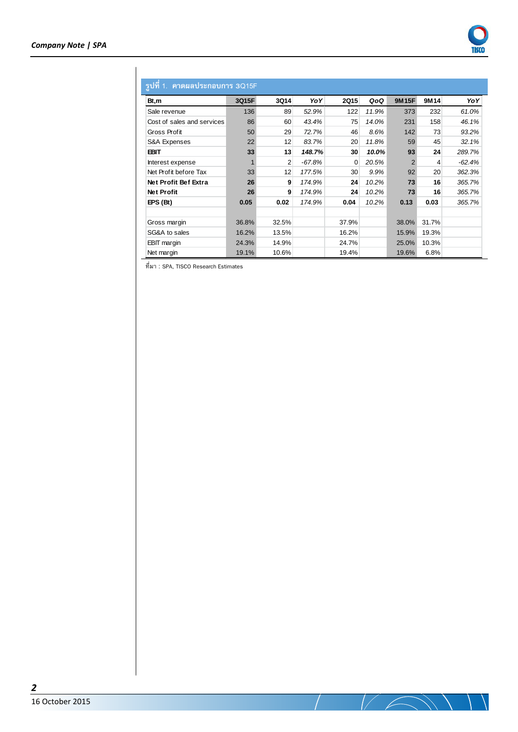รูปที่ 1. คาดผลประกอบการ 3Q15F

| Bt,m | 3Q15F | 3Q14 | YoY | 2Q15 | QoQ | 9M15F | 9M14 | YoY |
|---|---|---|---|---|---|---|---|---|
| Sale revenue | 136 | 89 | *52.9%* | 122 | *11.9%* | 373 | 232 | *61.0%* |
| Cost of sales and services | 86 | 60 | *43.4%* | 75 | *14.0%* | 231 | 158 | *46.1%* |
| Gross Profit | 50 | 29 | *72.7%* | 46 | *8.6%* | 142 | 73 | *93.2%* |
| S&A Expenses | 22 | 12 | *83.7%* | 20 | *11.8%* | 59 | 45 | *32.1%* |
| **EBIT** | **33** | **13** | ***148.7%*** | **30** | ***10.0%*** | **93** | **24** | *289.7%* |
| Interest expense | 1 | 2 | *-67.8%* | 0 | *20.5%* | 2 | 4 | *-62.4%* |
| Net Profit before Tax | 33 | 12 | *177.5%* | 30 | *9.9%* | 92 | 20 | *362.3%* |
| **Net Profit Bef Extra** | **26** | **9** | *174.9%* | **24** | *10.2%* | **73** | **16** | *365.7%* |
| **Net Profit** | **26** | **9** | *174.9%* | **24** | *10.2%* | **73** | **16** | *365.7%* |
| **EPS (Bt)** | **0.05** | **0.02** | *174.9%* | **0.04** | *10.2%* | **0.13** | **0.03** | *365.7%* |
| | | | | | | | | |
| Gross margin | 36.8% | 32.5% | | 37.9% | | 38.0% | 31.7% | |
| SG&A to sales | 16.2% | 13.5% | | 16.2% | | 15.9% | 19.3% | |
| EBIT margin | 24.3% | 14.9% | | 24.7% | | 25.0% | 10.3% | |
| Net margin | 19.1% | 10.6% | | 19.4% | | 19.6% | 6.8% | |

ที่มา : SPA, TISCO Research Estimates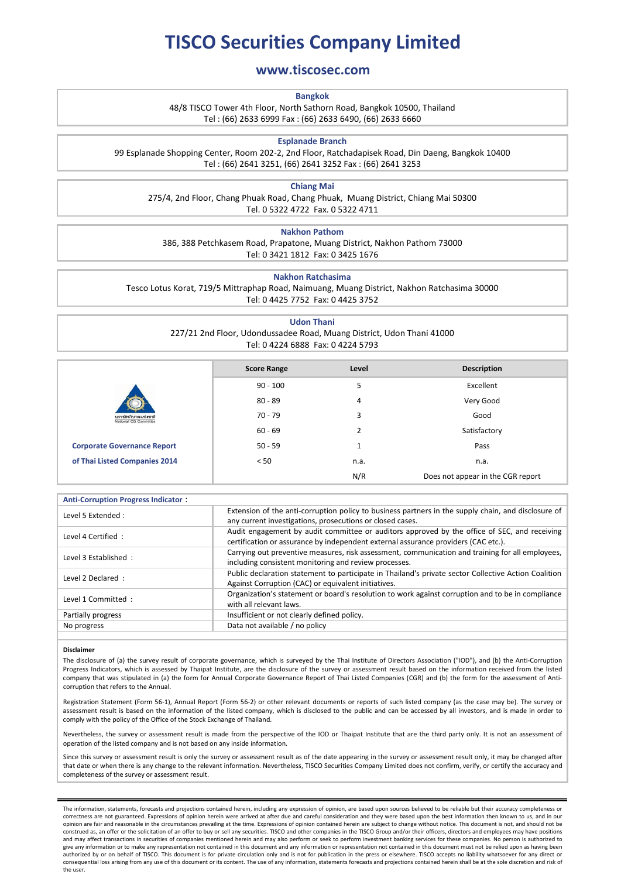# TISCO Securities Company Limited

## www.tiscosec.com

**Bangkok**
48/8 TISCO Tower 4th Floor, North Sathorn Road, Bangkok 10500, Thailand
Tel : (66) 2633 6999 Fax : (66) 2633 6490, (66) 2633 6660

**Esplanade Branch**
99 Esplanade Shopping Center, Room 202-2, 2nd Floor, Ratchadapisek Road, Din Daeng, Bangkok 10400
Tel : (66) 2641 3251, (66) 2641 3252 Fax : (66) 2641 3253

**Chiang Mai**
275/4, 2nd Floor, Chang Phuak Road, Chang Phuak, Muang District, Chiang Mai 50300
Tel. 0 5322 4722 Fax. 0 5322 4711

**Nakhon Pathom**
386, 388 Petchkasem Road, Prapatone, Muang District, Nakhon Pathom 73000
Tel: 0 3421 1812 Fax: 0 3425 1676

**Nakhon Ratchasima**
Tesco Lotus Korat, 719/5 Mittraphap Road, Naimuang, Muang District, Nakhon Ratchasima 30000
Tel: 0 4425 7752 Fax: 0 4425 3752

**Udon Thani**
227/21 2nd Floor, Udondussadee Road, Muang District, Udon Thani 41000
Tel: 0 4224 6888 Fax: 0 4224 5793

**Corporate Governance Report of Thai Listed Companies 2014**

| Score Range | Level | Description |
|---|---|---|
| 90 - 100 | 5 | Excellent |
| 80 - 89 | 4 | Very Good |
| 70 - 79 | 3 | Good |
| 60 - 69 | 2 | Satisfactory |
| 50 - 59 | 1 | Pass |
| < 50 | n.a. | n.a. |
| | N/R | Does not appear in the CGR report |

| **Anti-Corruption Progress Indicator :** | |
|---|---|
| Level 5 Extended : | Extension of the anti-corruption policy to business partners in the supply chain, and disclosure of any current investigations, prosecutions or closed cases. |
| Level 4 Certified : | Audit engagement by audit committee or auditors approved by the office of SEC, and receiving certification or assurance by independent external assurance providers (CAC etc.). |
| Level 3 Established : | Carrying out preventive measures, risk assessment, communication and training for all employees, including consistent monitoring and review processes. |
| Level 2 Declared : | Public declaration statement to participate in Thailand's private sector Collective Action Coalition Against Corruption (CAC) or equivalent initiatives. |
| Level 1 Committed : | Organization's statement or board's resolution to work against corruption and to be in compliance with all relevant laws. |
| Partially progress | Insufficient or not clearly defined policy. |
| No progress | Data not available / no policy |

**Disclaimer**

The disclosure of (a) the survey result of corporate governance, which is surveyed by the Thai Institute of Directors Association ("IOD"), and (b) the Anti-Corruption Progress Indicators, which is assessed by Thaipat Institute, are the disclosure of the survey or assessment result based on the information received from the listed company that was stipulated in (a) the form for Annual Corporate Governance Report of Thai Listed Companies (CGR) and (b) the form for the assessment of Anti-corruption that refers to the Annual.

Registration Statement (Form 56-1), Annual Report (Form 56-2) or other relevant documents or reports of such listed company (as the case may be). The survey or assessment result is based on the information of the listed company, which is disclosed to the public and can be accessed by all investors, and is made in order to comply with the policy of the Office of the Stock Exchange of Thailand.

Nevertheless, the survey or assessment result is made from the perspective of the IOD or Thaipat Institute that are the third party only. It is not an assessment of operation of the listed company and is not based on any inside information.

Since this survey or assessment result is only the survey or assessment result as of the date appearing in the survey or assessment result only, it may be changed after that date or when there is any change to the relevant information. Nevertheless, TISCO Securities Company Limited does not confirm, verify, or certify the accuracy and completeness of the survey or assessment result.

The information, statements, forecasts and projections contained herein, including any expression of opinion, are based upon sources believed to be reliable but their accuracy completeness or correctness are not guaranteed. Expressions of opinion herein were arrived at after due and careful consideration and they were based upon the best information then known to us, and in our opinion are fair and reasonable in the circumstances prevailing at the time. Expressions of opinion contained herein are subject to change without notice. This document is not, and should not be construed as, an offer or the solicitation of an offer to buy or sell any securities. TISCO and other companies in the TISCO Group and/or their officers, directors and employees may have positions and may affect transactions in securities of companies mentioned herein and may also perform or seek to perform investment banking services for these companies. No person is authorized to give any information or to make any representation not contained in this document and any information or representation not contained in this document must not be relied upon as having been authorized by or on behalf of TISCO. This document is for private circulation only and is not for publication in the press or elsewhere. TISCO accepts no liability whatsoever for any direct or consequential loss arising from any use of this document or its content. The use of any information, statements forecasts and projections contained herein shall be at the sole discretion and risk of the user.